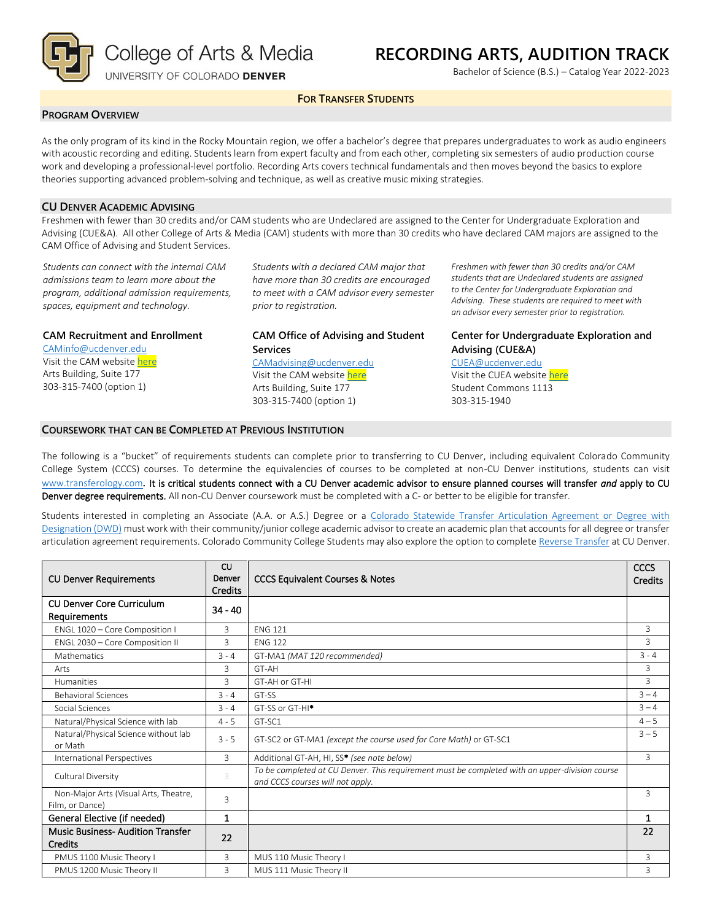College of Arts & Media
UNIVERSITY OF COLORADO **DENVER**

# RECORDING ARTS, AUDITION TRACK

Bachelor of Science (B.S.) – Catalog Year 2022-2023

**FOR TRANSFER STUDENTS**

## PROGRAM OVERVIEW

As the only program of its kind in the Rocky Mountain region, we offer a bachelor's degree that prepares undergraduates to work as audio engineers with acoustic recording and editing. Students learn from expert faculty and from each other, completing six semesters of audio production course work and developing a professional-level portfolio. Recording Arts covers technical fundamentals and then moves beyond the basics to explore theories supporting advanced problem-solving and technique, as well as creative music mixing strategies.

## CU DENVER ACADEMIC ADVISING

Freshmen with fewer than 30 credits and/or CAM students who are Undeclared are assigned to the Center for Undergraduate Exploration and Advising (CUE&A). All other College of Arts & Media (CAM) students with more than 30 credits who have declared CAM majors are assigned to the CAM Office of Advising and Student Services.

*Students can connect with the internal CAM admissions team to learn more about the program, additional admission requirements, spaces, equipment and technology.*

**CAM Recruitment and Enrollment**
CAMinfo@ucdenver.edu
Visit the CAM website here
Arts Building, Suite 177
303-315-7400 (option 1)

*Students with a declared CAM major that have more than 30 credits are encouraged to meet with a CAM advisor every semester prior to registration.*

**CAM Office of Advising and Student Services**
CAMadvising@ucdenver.edu
Visit the CAM website here
Arts Building, Suite 177
303-315-7400 (option 1)

*Freshmen with fewer than 30 credits and/or CAM students that are Undeclared students are assigned to the Center for Undergraduate Exploration and Advising. These students are required to meet with an advisor every semester prior to registration.*

**Center for Undergraduate Exploration and Advising (CUE&A)**
CUEA@ucdenver.edu
Visit the CUEA website here
Student Commons 1113
303-315-1940

## COURSEWORK THAT CAN BE COMPLETED AT PREVIOUS INSTITUTION

The following is a "bucket" of requirements students can complete prior to transferring to CU Denver, including equivalent Colorado Community College System (CCCS) courses. To determine the equivalencies of courses to be completed at non-CU Denver institutions, students can visit www.transferology.com. **It is critical students connect with a CU Denver academic advisor to ensure planned courses will transfer *and* apply to CU Denver degree requirements.** All non-CU Denver coursework must be completed with a C- or better to be eligible for transfer.

Students interested in completing an Associate (A.A. or A.S.) Degree or a Colorado Statewide Transfer Articulation Agreement or Degree with Designation (DWD) must work with their community/junior college academic advisor to create an academic plan that accounts for all degree or transfer articulation agreement requirements. Colorado Community College Students may also explore the option to complete Reverse Transfer at CU Denver.

| CU Denver Requirements | CU Denver Credits | CCCS Equivalent Courses & Notes | CCCS Credits |
|---|---|---|---|
| **CU Denver Core Curriculum Requirements** | **34 - 40** | | |
| ENGL 1020 – Core Composition I | 3 | ENG 121 | 3 |
| ENGL 2030 – Core Composition II | 3 | ENG 122 | 3 |
| Mathematics | 3 - 4 | GT-MA1 *(MAT 120 recommended)* | 3 - 4 |
| Arts | 3 | GT-AH | 3 |
| Humanities | 3 | GT-AH or GT-HI | 3 |
| Behavioral Sciences | 3 - 4 | GT-SS | 3 – 4 |
| Social Sciences | 3 - 4 | GT-SS or GT-HI* | 3 – 4 |
| Natural/Physical Science with lab | 4 - 5 | GT-SC1 | 4 – 5 |
| Natural/Physical Science without lab or Math | 3 - 5 | GT-SC2 or GT-MA1 *(except the course used for Core Math)* or GT-SC1 | 3 – 5 |
| International Perspectives | 3 | Additional GT-AH, HI, SS* *(see note below)* | 3 |
| Cultural Diversity | 3 | *To be completed at CU Denver. This requirement must be completed with an upper-division course and CCCS courses will not apply.* | |
| Non-Major Arts (Visual Arts, Theatre, Film, or Dance) | 3 | | 3 |
| **General Elective (if needed)** | **1** | | **1** |
| **Music Business- Audition Transfer Credits** | **22** | | **22** |
| PMUS 1100 Music Theory I | 3 | MUS 110 Music Theory I | 3 |
| PMUS 1200 Music Theory II | 3 | MUS 111 Music Theory II | 3 |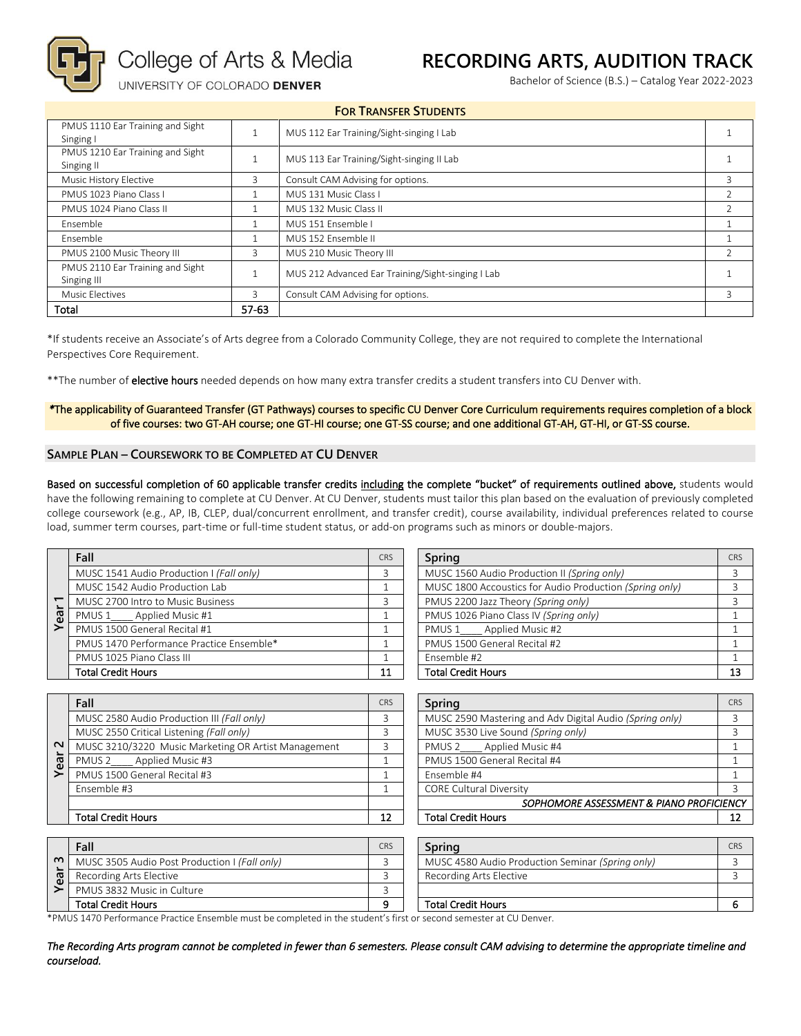# RECORDING ARTS, AUDITION TRACK

Bachelor of Science (B.S.) – Catalog Year 2022-2023

| FOR TRANSFER STUDENTS | | | |
|---|---|---|---|
| PMUS 1110 Ear Training and Sight Singing I | 1 | MUS 112 Ear Training/Sight-singing I Lab | 1 |
| PMUS 1210 Ear Training and Sight Singing II | 1 | MUS 113 Ear Training/Sight-singing II Lab | 1 |
| Music History Elective | 3 | Consult CAM Advising for options. | 3 |
| PMUS 1023 Piano Class I | 1 | MUS 131 Music Class I | 2 |
| PMUS 1024 Piano Class II | 1 | MUS 132 Music Class II | 2 |
| Ensemble | 1 | MUS 151 Ensemble I | 1 |
| Ensemble | 1 | MUS 152 Ensemble II | 1 |
| PMUS 2100 Music Theory III | 3 | MUS 210 Music Theory III | 2 |
| PMUS 2110 Ear Training and Sight Singing III | 1 | MUS 212 Advanced Ear Training/Sight-singing I Lab | 1 |
| Music Electives | 3 | Consult CAM Advising for options. | 3 |
| **Total** | **57-63** | | |

*If students receive an Associate's of Arts degree from a Colorado Community College, they are not required to complete the International Perspectives Core Requirement.

**The number of **elective hours** needed depends on how many extra transfer credits a student transfers into CU Denver with.

***The applicability of Guaranteed Transfer (GT Pathways) courses to specific CU Denver Core Curriculum requirements requires completion of a block of five courses: two GT-AH course; one GT-HI course; one GT-SS course; and one additional GT-AH, GT-HI, or GT-SS course.**

## SAMPLE PLAN – COURSEWORK TO BE COMPLETED AT CU DENVER

**Based on successful completion of 60 applicable transfer credits including the complete "bucket" of requirements outlined above,** students would have the following remaining to complete at CU Denver. At CU Denver, students must tailor this plan based on the evaluation of previously completed college coursework (e.g., AP, IB, CLEP, dual/concurrent enrollment, and transfer credit), course availability, individual preferences related to course load, summer term courses, part-time or full-time student status, or add-on programs such as minors or double-majors.

### Year 1

| Fall | CRS | Spring | CRS |
|---|---|---|---|
| MUSC 1541 Audio Production I *(Fall only)* | 3 | MUSC 1560 Audio Production II *(Spring only)* | 3 |
| MUSC 1542 Audio Production Lab | 1 | MUSC 1800 Accoustics for Audio Production *(Spring only)* | 3 |
| MUSC 2700 Intro to Music Business | 3 | PMUS 2200 Jazz Theory *(Spring only)* | 3 |
| PMUS 1____ Applied Music #1 | 1 | PMUS 1026 Piano Class IV *(Spring only)* | 1 |
| PMUS 1500 General Recital #1 | 1 | PMUS 1____ Applied Music #2 | 1 |
| PMUS 1470 Performance Practice Ensemble* | 1 | PMUS 1500 General Recital #2 | 1 |
| PMUS 1025 Piano Class III | 1 | Ensemble #2 | 1 |
| **Total Credit Hours** | **11** | **Total Credit Hours** | **13** |

### Year 2

| Fall | CRS | Spring | CRS |
|---|---|---|---|
| MUSC 2580 Audio Production III *(Fall only)* | 3 | MUSC 2590 Mastering and Adv Digital Audio *(Spring only)* | 3 |
| MUSC 2550 Critical Listening *(Fall only)* | 3 | MUSC 3530 Live Sound *(Spring only)* | 3 |
| MUSC 3210/3220 Music Marketing OR Artist Management | 3 | PMUS 2____ Applied Music #4 | 1 |
| PMUS 2____ Applied Music #3 | 1 | PMUS 1500 General Recital #4 | 1 |
| PMUS 1500 General Recital #3 | 1 | Ensemble #4 | 1 |
| Ensemble #3 | 1 | CORE Cultural Diversity | 3 |
| | | *SOPHOMORE ASSESSMENT & PIANO PROFICIENCY* | |
| **Total Credit Hours** | **12** | **Total Credit Hours** | **12** |

### Year 3

| Fall | CRS | Spring | CRS |
|---|---|---|---|
| MUSC 3505 Audio Post Production I *(Fall only)* | 3 | MUSC 4580 Audio Production Seminar *(Spring only)* | 3 |
| Recording Arts Elective | 3 | Recording Arts Elective | 3 |
| PMUS 3832 Music in Culture | 3 | | |
| **Total Credit Hours** | **9** | **Total Credit Hours** | **6** |

*PMUS 1470 Performance Practice Ensemble must be completed in the student's first or second semester at CU Denver.

*The Recording Arts program cannot be completed in fewer than 6 semesters. Please consult CAM advising to determine the appropriate timeline and courseload.*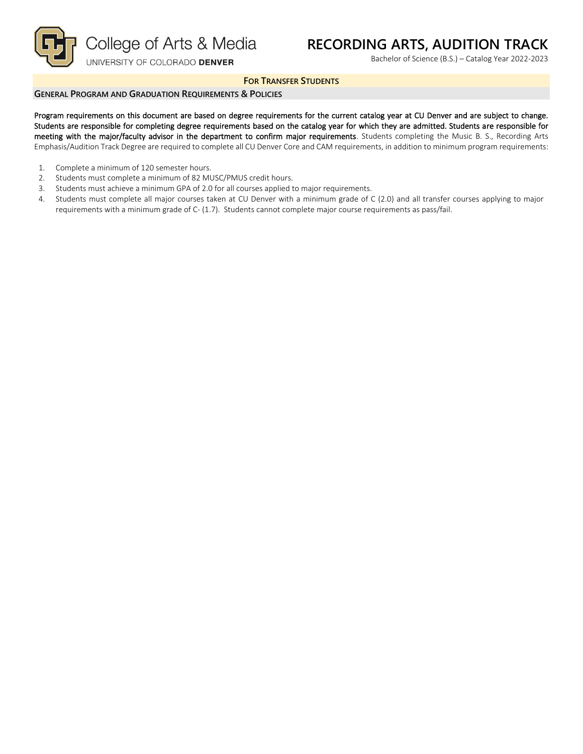College of Arts & Media
UNIVERSITY OF COLORADO **DENVER**

# RECORDING ARTS, AUDITION TRACK

Bachelor of Science (B.S.) – Catalog Year 2022-2023

## FOR TRANSFER STUDENTS

### GENERAL PROGRAM AND GRADUATION REQUIREMENTS & POLICIES

**Program requirements on this document are based on degree requirements for the current catalog year at CU Denver and are subject to change. Students are responsible for completing degree requirements based on the catalog year for which they are admitted. Students are responsible for meeting with the major/faculty advisor in the department to confirm major requirements**. Students completing the Music B. S., Recording Arts Emphasis/Audition Track Degree are required to complete all CU Denver Core and CAM requirements, in addition to minimum program requirements:

1. Complete a minimum of 120 semester hours.
2. Students must complete a minimum of 82 MUSC/PMUS credit hours.
3. Students must achieve a minimum GPA of 2.0 for all courses applied to major requirements.
4. Students must complete all major courses taken at CU Denver with a minimum grade of C (2.0) and all transfer courses applying to major requirements with a minimum grade of C- (1.7). Students cannot complete major course requirements as pass/fail.